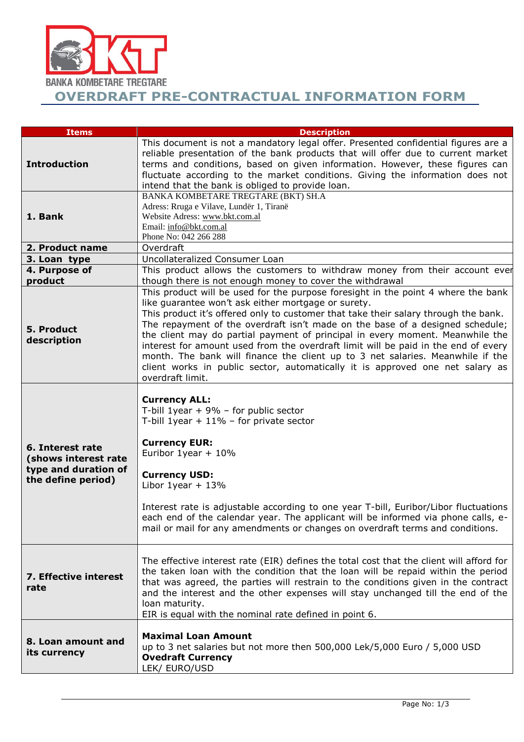BANKA KOMBETARE TREGTARE

# OVERDRAFT PRE-CONTRACTUAL INFORMATION FORM

| Items | Description |
|---|---|
| **Introduction** | This document is not a mandatory legal offer. Presented confidential figures are a reliable presentation of the bank products that will offer due to current market terms and conditions, based on given information. However, these figures can fluctuate according to the market conditions. Giving the information does not intend that the bank is obliged to provide loan. |
| **1. Bank** | BANKA KOMBETARE TREGTARE (BKT) SH.A<br>Adress: Rruga e Vilave, Lundër 1, Tiranë<br>Website Adress: www.bkt.com.al<br>Email: info@bkt.com.al<br>Phone No: 042 266 288 |
| **2. Product name** | Overdraft |
| **3. Loan type** | Uncollateralized Consumer Loan |
| **4. Purpose of product** | This product allows the customers to withdraw money from their account ever though there is not enough money to cover the withdrawal |
| **5. Product description** | This product will be used for the purpose foresight in the point 4 where the bank like guarantee won't ask either mortgage or surety.<br>This product it's offered only to customer that take their salary through the bank. The repayment of the overdraft isn't made on the base of a designed schedule; the client may do partial payment of principal in every moment. Meanwhile the interest for amount used from the overdraft limit will be paid in the end of every month. The bank will finance the client up to 3 net salaries. Meanwhile if the client works in public sector, automatically it is approved one net salary as overdraft limit. |
| **6. Interest rate (shows interest rate type and duration of the define period)** | **Currency ALL:**<br>T-bill 1year + 9% – for public sector<br>T-bill 1year + 11% – for private sector<br><br>**Currency EUR:**<br>Euribor 1year + 10%<br><br>**Currency USD:**<br>Libor 1year + 13%<br><br>Interest rate is adjustable according to one year T-bill, Euribor/Libor fluctuations each end of the calendar year. The applicant will be informed via phone calls, e-mail or mail for any amendments or changes on overdraft terms and conditions. |
| **7. Effective interest rate** | The effective interest rate (EIR) defines the total cost that the client will afford for the taken loan with the condition that the loan will be repaid within the period that was agreed, the parties will restrain to the conditions given in the contract and the interest and the other expenses will stay unchanged till the end of the loan maturity.<br>EIR is equal with the nominal rate defined in point 6. |
| **8. Loan amount and its currency** | **Maximal Loan Amount**<br>up to 3 net salaries but not more then 500,000 Lek/5,000 Euro / 5,000 USD<br>**Ovedraft Currency**<br>LEK/ EURO/USD |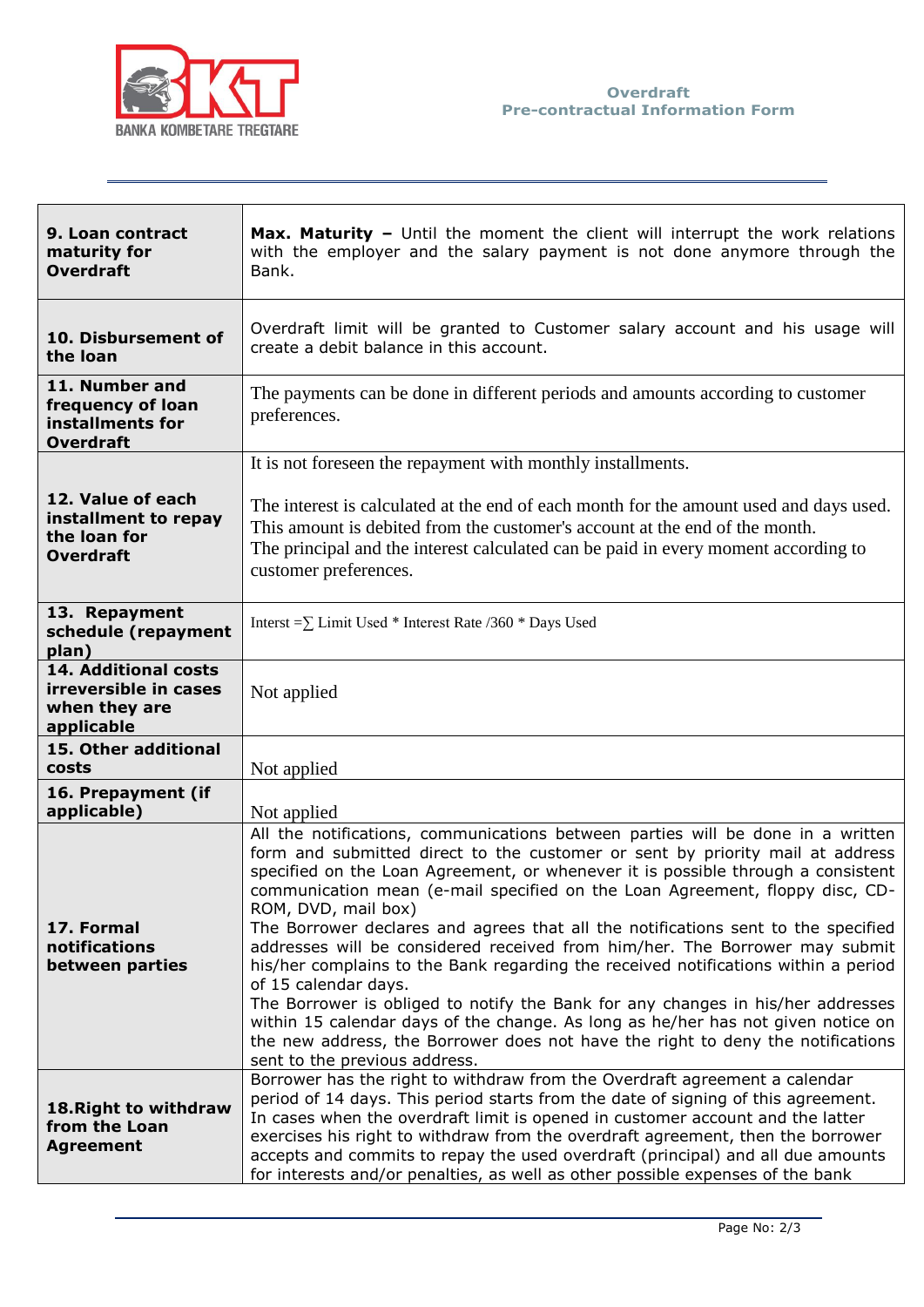| | |
|---|---|
| **9. Loan contract maturity for Overdraft** | **Max. Maturity –** Until the moment the client will interrupt the work relations with the employer and the salary payment is not done anymore through the Bank. |
| **10. Disbursement of the loan** | Overdraft limit will be granted to Customer salary account and his usage will create a debit balance in this account. |
| **11. Number and frequency of loan installments for Overdraft** | The payments can be done in different periods and amounts according to customer preferences. |
| **12. Value of each installment to repay the loan for Overdraft** | It is not foreseen the repayment with monthly installments.<br><br>The interest is calculated at the end of each month for the amount used and days used. This amount is debited from the customer's account at the end of the month.<br>The principal and the interest calculated can be paid in every moment according to customer preferences. |
| **13. Repayment schedule (repayment plan)** | Interst =∑ Limit Used * Interest Rate /360 * Days Used |
| **14. Additional costs irreversible in cases when they are applicable** | Not applied |
| **15. Other additional costs** | Not applied |
| **16. Prepayment (if applicable)** | Not applied |
| **17. Formal notifications between parties** | All the notifications, communications between parties will be done in a written form and submitted direct to the customer or sent by priority mail at address specified on the Loan Agreement, or whenever it is possible through a consistent communication mean (e-mail specified on the Loan Agreement, floppy disc, CD-ROM, DVD, mail box)<br>The Borrower declares and agrees that all the notifications sent to the specified addresses will be considered received from him/her. The Borrower may submit his/her complains to the Bank regarding the received notifications within a period of 15 calendar days.<br>The Borrower is obliged to notify the Bank for any changes in his/her addresses within 15 calendar days of the change. As long as he/her has not given notice on the new address, the Borrower does not have the right to deny the notifications sent to the previous address. |
| **18.Right to withdraw from the Loan Agreement** | Borrower has the right to withdraw from the Overdraft agreement a calendar period of 14 days. This period starts from the date of signing of this agreement. In cases when the overdraft limit is opened in customer account and the latter exercises his right to withdraw from the overdraft agreement, then the borrower accepts and commits to repay the used overdraft (principal) and all due amounts for interests and/or penalties, as well as other possible expenses of the bank |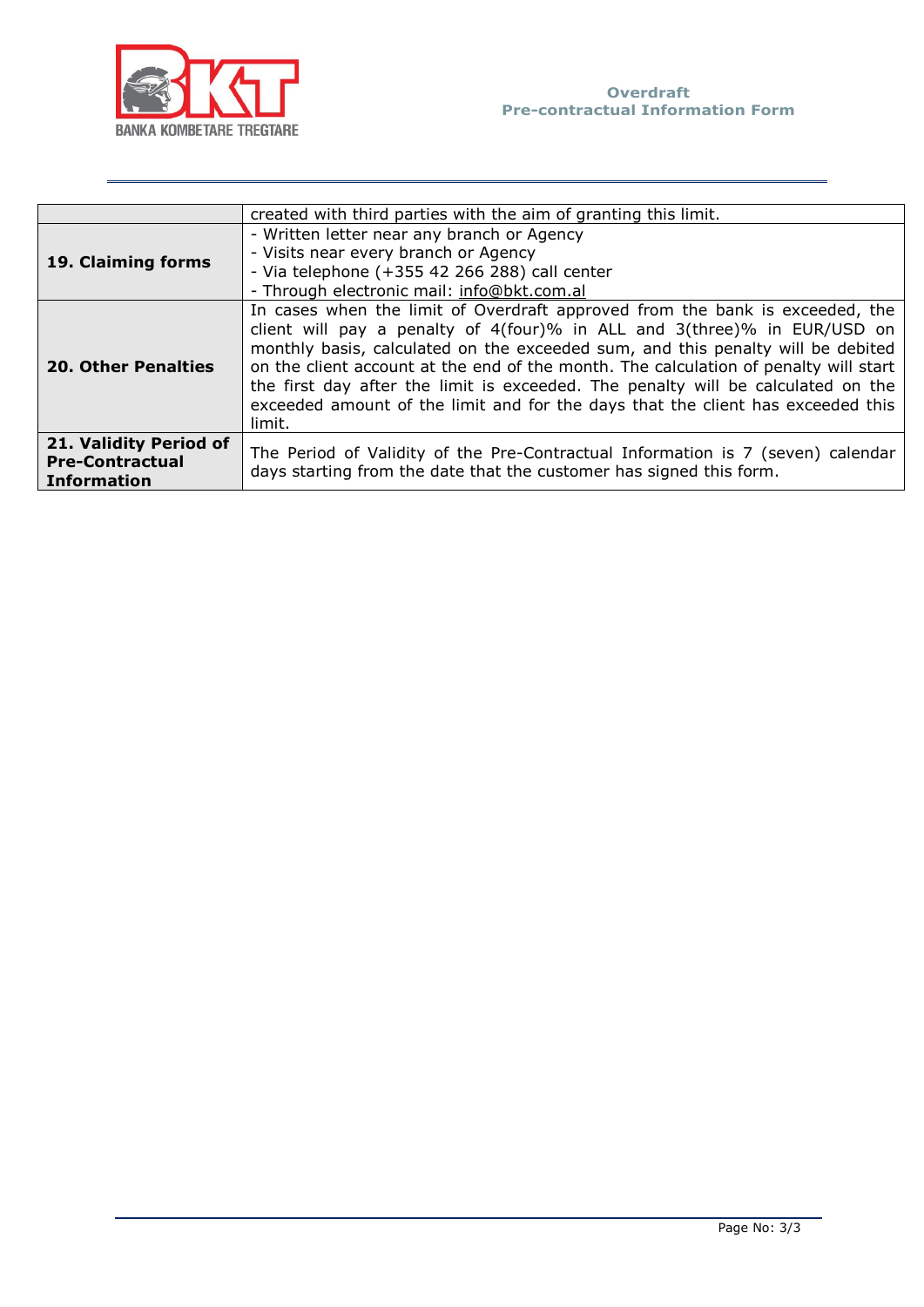| | |
|---|---|
| | created with third parties with the aim of granting this limit. |
| **19. Claiming forms** | - Written letter near any branch or Agency<br>- Visits near every branch or Agency<br>- Via telephone (+355 42 266 288) call center<br>- Through electronic mail: info@bkt.com.al |
| **20. Other Penalties** | In cases when the limit of Overdraft approved from the bank is exceeded, the client will pay a penalty of 4(four)% in ALL and 3(three)% in EUR/USD on monthly basis, calculated on the exceeded sum, and this penalty will be debited on the client account at the end of the month. The calculation of penalty will start the first day after the limit is exceeded. The penalty will be calculated on the exceeded amount of the limit and for the days that the client has exceeded this limit. |
| **21. Validity Period of Pre-Contractual Information** | The Period of Validity of the Pre-Contractual Information is 7 (seven) calendar days starting from the date that the customer has signed this form. |